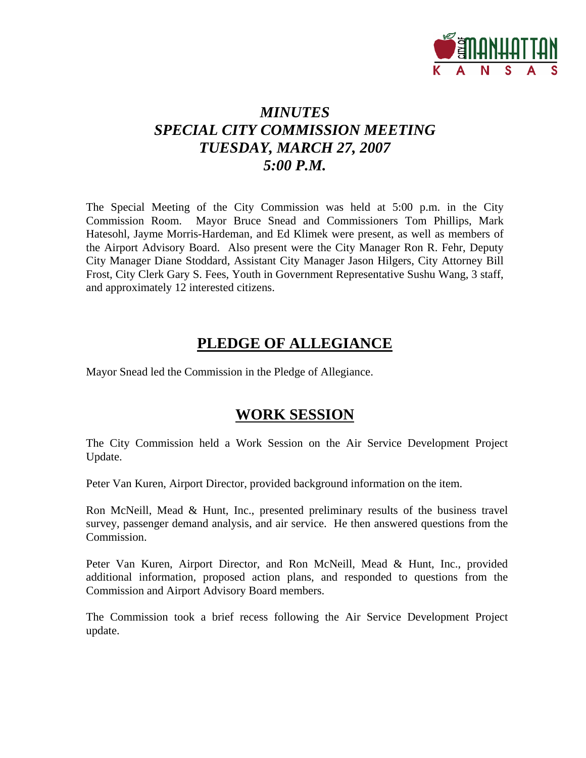# *MINUTES*
# *SPECIAL CITY COMMISSION MEETING*
# *TUESDAY, MARCH 27, 2007*
# *5:00 P.M.*

The Special Meeting of the City Commission was held at 5:00 p.m. in the City Commission Room. Mayor Bruce Snead and Commissioners Tom Phillips, Mark Hatesohl, Jayme Morris-Hardeman, and Ed Klimek were present, as well as members of the Airport Advisory Board. Also present were the City Manager Ron R. Fehr, Deputy City Manager Diane Stoddard, Assistant City Manager Jason Hilgers, City Attorney Bill Frost, City Clerk Gary S. Fees, Youth in Government Representative Sushu Wang, 3 staff, and approximately 12 interested citizens.

## PLEDGE OF ALLEGIANCE

Mayor Snead led the Commission in the Pledge of Allegiance.

## WORK SESSION

The City Commission held a Work Session on the Air Service Development Project Update.

Peter Van Kuren, Airport Director, provided background information on the item.

Ron McNeill, Mead & Hunt, Inc., presented preliminary results of the business travel survey, passenger demand analysis, and air service. He then answered questions from the Commission.

Peter Van Kuren, Airport Director, and Ron McNeill, Mead & Hunt, Inc., provided additional information, proposed action plans, and responded to questions from the Commission and Airport Advisory Board members.

The Commission took a brief recess following the Air Service Development Project update.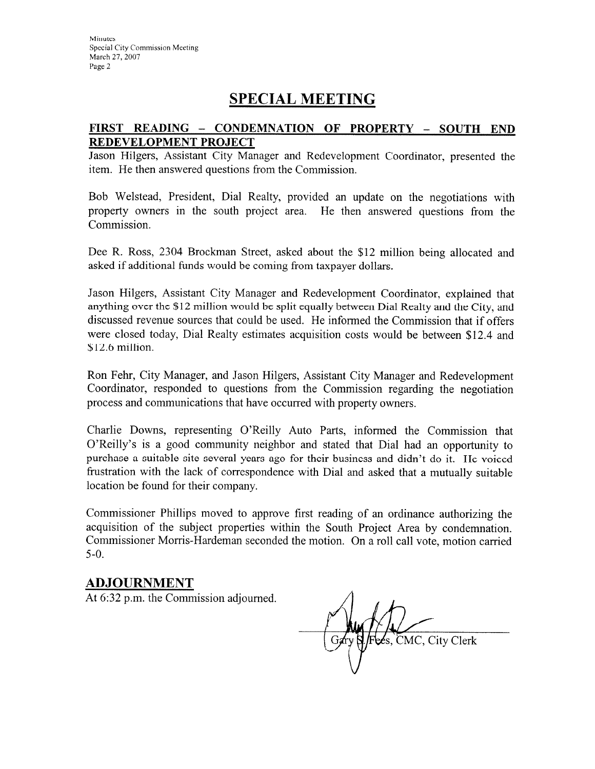## SPECIAL MEETING

### FIRST READING – CONDEMNATION OF PROPERTY – SOUTH END REDEVELOPMENT PROJECT

Jason Hilgers, Assistant City Manager and Redevelopment Coordinator, presented the item. He then answered questions from the Commission.

Bob Welstead, President, Dial Realty, provided an update on the negotiations with property owners in the south project area. He then answered questions from the Commission.

Dee R. Ross, 2304 Brockman Street, asked about the $12 million being allocated and asked if additional funds would be coming from taxpayer dollars.

Jason Hilgers, Assistant City Manager and Redevelopment Coordinator, explained that anything over the $12 million would be split equally between Dial Realty and the City, and discussed revenue sources that could be used. He informed the Commission that if offers were closed today, Dial Realty estimates acquisition costs would be between $12.4 and $12.6 million.

Ron Fehr, City Manager, and Jason Hilgers, Assistant City Manager and Redevelopment Coordinator, responded to questions from the Commission regarding the negotiation process and communications that have occurred with property owners.

Charlie Downs, representing O'Reilly Auto Parts, informed the Commission that O'Reilly's is a good community neighbor and stated that Dial had an opportunity to purchase a suitable site several years ago for their business and didn't do it. He voiced frustration with the lack of correspondence with Dial and asked that a mutually suitable location be found for their company.

Commissioner Phillips moved to approve first reading of an ordinance authorizing the acquisition of the subject properties within the South Project Area by condemnation. Commissioner Morris-Hardeman seconded the motion. On a roll call vote, motion carried 5-0.

## ADJOURNMENT

At 6:32 p.m. the Commission adjourned.

Gary S. Fees, CMC, City Clerk